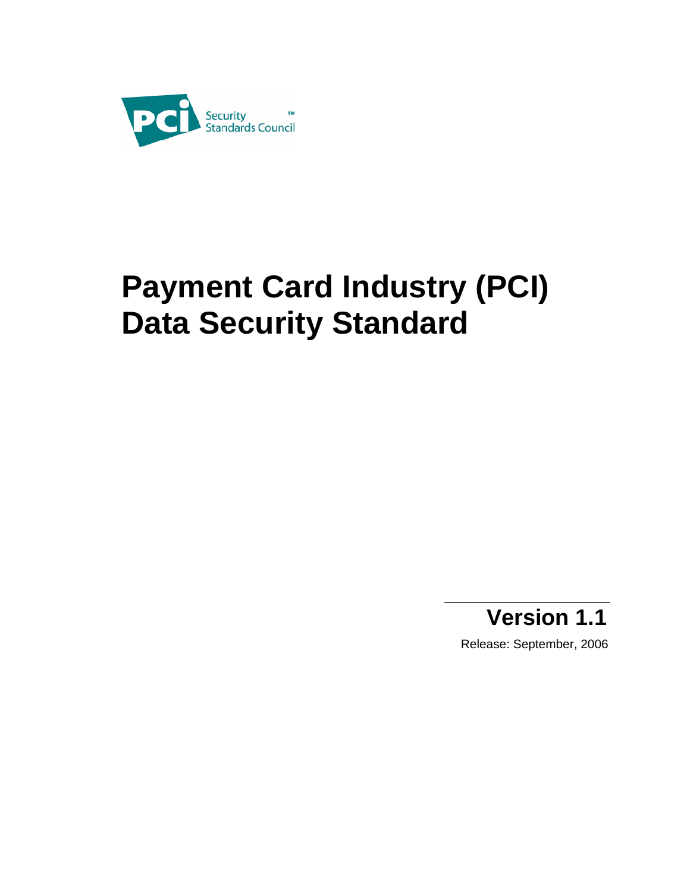PCI Security Standards Council™

# Payment Card Industry (PCI) Data Security Standard

**Version 1.1**

Release: September, 2006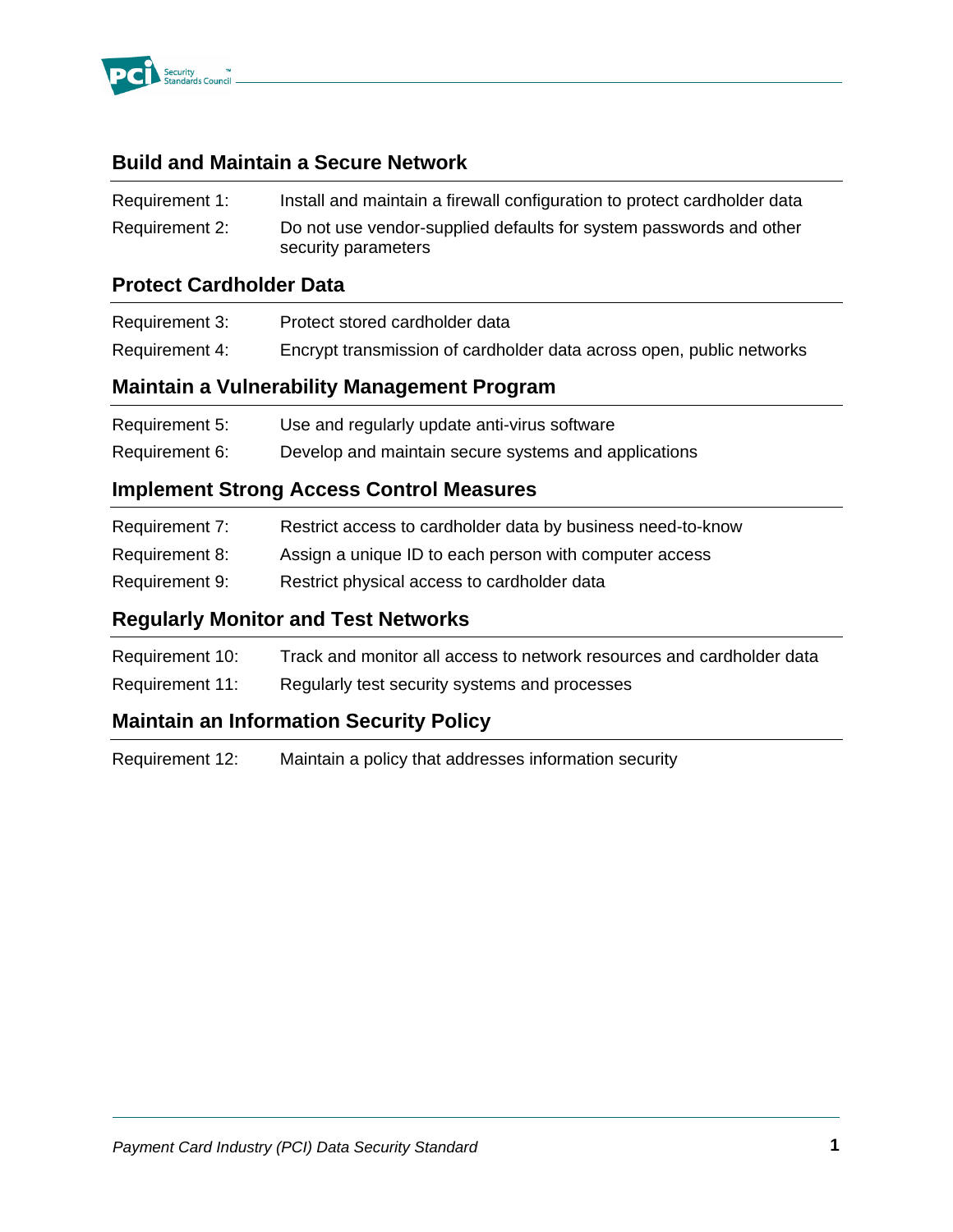## Build and Maintain a Secure Network

| | |
|---|---|
| Requirement 1: | Install and maintain a firewall configuration to protect cardholder data |
| Requirement 2: | Do not use vendor-supplied defaults for system passwords and other security parameters |

## Protect Cardholder Data

| | |
|---|---|
| Requirement 3: | Protect stored cardholder data |
| Requirement 4: | Encrypt transmission of cardholder data across open, public networks |

## Maintain a Vulnerability Management Program

| | |
|---|---|
| Requirement 5: | Use and regularly update anti-virus software |
| Requirement 6: | Develop and maintain secure systems and applications |

## Implement Strong Access Control Measures

| | |
|---|---|
| Requirement 7: | Restrict access to cardholder data by business need-to-know |
| Requirement 8: | Assign a unique ID to each person with computer access |
| Requirement 9: | Restrict physical access to cardholder data |

## Regularly Monitor and Test Networks

| | |
|---|---|
| Requirement 10: | Track and monitor all access to network resources and cardholder data |
| Requirement 11: | Regularly test security systems and processes |

## Maintain an Information Security Policy

| | |
|---|---|
| Requirement 12: | Maintain a policy that addresses information security |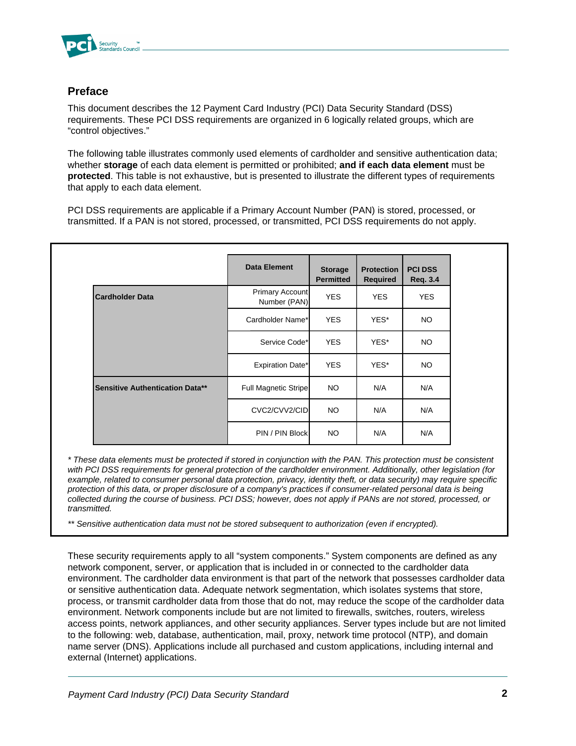## Preface

This document describes the 12 Payment Card Industry (PCI) Data Security Standard (DSS) requirements. These PCI DSS requirements are organized in 6 logically related groups, which are "control objectives."

The following table illustrates commonly used elements of cardholder and sensitive authentication data; whether **storage** of each data element is permitted or prohibited; **and if each data element** must be **protected**. This table is not exhaustive, but is presented to illustrate the different types of requirements that apply to each data element.

PCI DSS requirements are applicable if a Primary Account Number (PAN) is stored, processed, or transmitted. If a PAN is not stored, processed, or transmitted, PCI DSS requirements do not apply.

| | Data Element | Storage Permitted | Protection Required | PCI DSS Req. 3.4 |
|---|---|---|---|---|
| **Cardholder Data** | Primary Account Number (PAN) | YES | YES | YES |
| | Cardholder Name* | YES | YES* | NO |
| | Service Code* | YES | YES* | NO |
| | Expiration Date* | YES | YES* | NO |
| **Sensitive Authentication Data**** | Full Magnetic Stripe | NO | N/A | N/A |
| | CVC2/CVV2/CID | NO | N/A | N/A |
| | PIN / PIN Block | NO | N/A | N/A |

*\* These data elements must be protected if stored in conjunction with the PAN. This protection must be consistent with PCI DSS requirements for general protection of the cardholder environment. Additionally, other legislation (for example, related to consumer personal data protection, privacy, identity theft, or data security) may require specific protection of this data, or proper disclosure of a company's practices if consumer-related personal data is being collected during the course of business. PCI DSS; however, does not apply if PANs are not stored, processed, or transmitted.*

*\*\* Sensitive authentication data must not be stored subsequent to authorization (even if encrypted).*

These security requirements apply to all "system components." System components are defined as any network component, server, or application that is included in or connected to the cardholder data environment. The cardholder data environment is that part of the network that possesses cardholder data or sensitive authentication data. Adequate network segmentation, which isolates systems that store, process, or transmit cardholder data from those that do not, may reduce the scope of the cardholder data environment. Network components include but are not limited to firewalls, switches, routers, wireless access points, network appliances, and other security appliances. Server types include but are not limited to the following: web, database, authentication, mail, proxy, network time protocol (NTP), and domain name server (DNS). Applications include all purchased and custom applications, including internal and external (Internet) applications.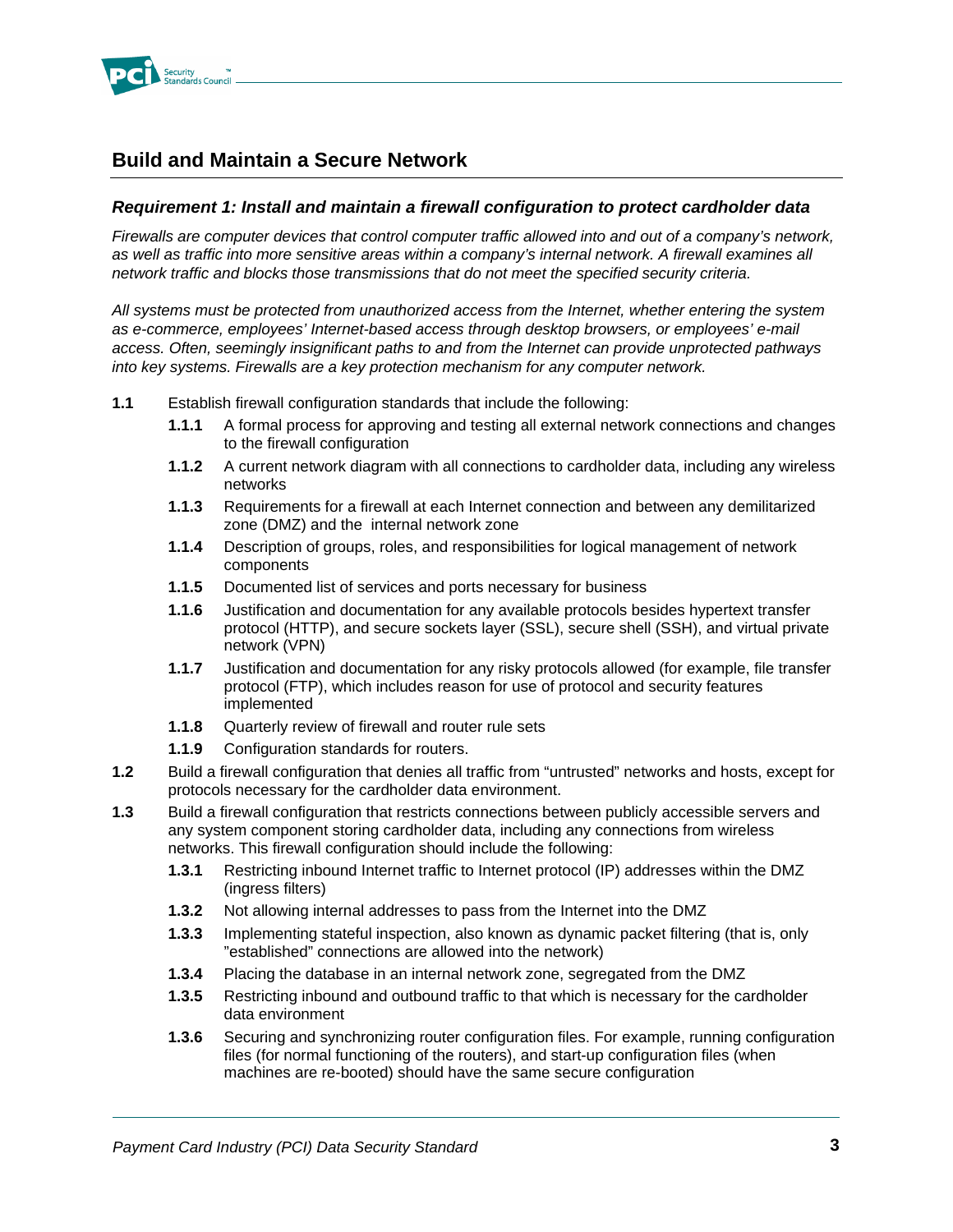## Build and Maintain a Secure Network

### *Requirement 1: Install and maintain a firewall configuration to protect cardholder data*

*Firewalls are computer devices that control computer traffic allowed into and out of a company's network, as well as traffic into more sensitive areas within a company's internal network. A firewall examines all network traffic and blocks those transmissions that do not meet the specified security criteria.*

*All systems must be protected from unauthorized access from the Internet, whether entering the system as e-commerce, employees' Internet-based access through desktop browsers, or employees' e-mail access. Often, seemingly insignificant paths to and from the Internet can provide unprotected pathways into key systems. Firewalls are a key protection mechanism for any computer network.*

**1.1** Establish firewall configuration standards that include the following:

- **1.1.1** A formal process for approving and testing all external network connections and changes to the firewall configuration
- **1.1.2** A current network diagram with all connections to cardholder data, including any wireless networks
- **1.1.3** Requirements for a firewall at each Internet connection and between any demilitarized zone (DMZ) and the internal network zone
- **1.1.4** Description of groups, roles, and responsibilities for logical management of network components
- **1.1.5** Documented list of services and ports necessary for business
- **1.1.6** Justification and documentation for any available protocols besides hypertext transfer protocol (HTTP), and secure sockets layer (SSL), secure shell (SSH), and virtual private network (VPN)
- **1.1.7** Justification and documentation for any risky protocols allowed (for example, file transfer protocol (FTP), which includes reason for use of protocol and security features implemented
- **1.1.8** Quarterly review of firewall and router rule sets
- **1.1.9** Configuration standards for routers.

**1.2** Build a firewall configuration that denies all traffic from "untrusted" networks and hosts, except for protocols necessary for the cardholder data environment.

**1.3** Build a firewall configuration that restricts connections between publicly accessible servers and any system component storing cardholder data, including any connections from wireless networks. This firewall configuration should include the following:

- **1.3.1** Restricting inbound Internet traffic to Internet protocol (IP) addresses within the DMZ (ingress filters)
- **1.3.2** Not allowing internal addresses to pass from the Internet into the DMZ
- **1.3.3** Implementing stateful inspection, also known as dynamic packet filtering (that is, only "established" connections are allowed into the network)
- **1.3.4** Placing the database in an internal network zone, segregated from the DMZ
- **1.3.5** Restricting inbound and outbound traffic to that which is necessary for the cardholder data environment
- **1.3.6** Securing and synchronizing router configuration files. For example, running configuration files (for normal functioning of the routers), and start-up configuration files (when machines are re-booted) should have the same secure configuration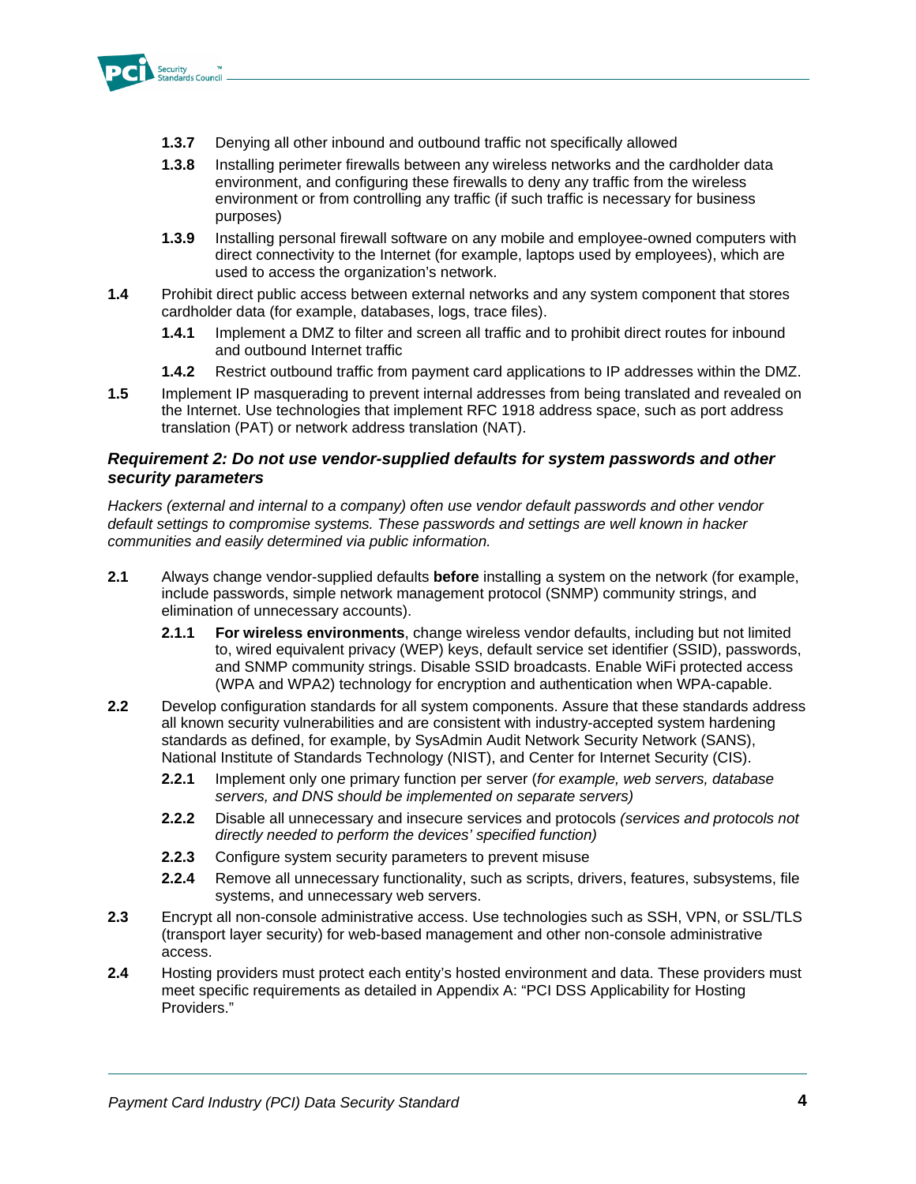- **1.3.7** Denying all other inbound and outbound traffic not specifically allowed
- **1.3.8** Installing perimeter firewalls between any wireless networks and the cardholder data environment, and configuring these firewalls to deny any traffic from the wireless environment or from controlling any traffic (if such traffic is necessary for business purposes)
- **1.3.9** Installing personal firewall software on any mobile and employee-owned computers with direct connectivity to the Internet (for example, laptops used by employees), which are used to access the organization's network.

**1.4** Prohibit direct public access between external networks and any system component that stores cardholder data (for example, databases, logs, trace files).

- **1.4.1** Implement a DMZ to filter and screen all traffic and to prohibit direct routes for inbound and outbound Internet traffic
- **1.4.2** Restrict outbound traffic from payment card applications to IP addresses within the DMZ.

**1.5** Implement IP masquerading to prevent internal addresses from being translated and revealed on the Internet. Use technologies that implement RFC 1918 address space, such as port address translation (PAT) or network address translation (NAT).

### *Requirement 2: Do not use vendor-supplied defaults for system passwords and other security parameters*

*Hackers (external and internal to a company) often use vendor default passwords and other vendor default settings to compromise systems. These passwords and settings are well known in hacker communities and easily determined via public information.*

**2.1** Always change vendor-supplied defaults **before** installing a system on the network (for example, include passwords, simple network management protocol (SNMP) community strings, and elimination of unnecessary accounts).

- **2.1.1** **For wireless environments**, change wireless vendor defaults, including but not limited to, wired equivalent privacy (WEP) keys, default service set identifier (SSID), passwords, and SNMP community strings. Disable SSID broadcasts. Enable WiFi protected access (WPA and WPA2) technology for encryption and authentication when WPA-capable.

**2.2** Develop configuration standards for all system components. Assure that these standards address all known security vulnerabilities and are consistent with industry-accepted system hardening standards as defined, for example, by SysAdmin Audit Network Security Network (SANS), National Institute of Standards Technology (NIST), and Center for Internet Security (CIS).

- **2.2.1** Implement only one primary function per server (*for example, web servers, database servers, and DNS should be implemented on separate servers)*
- **2.2.2** Disable all unnecessary and insecure services and protocols *(services and protocols not directly needed to perform the devices' specified function)*
- **2.2.3** Configure system security parameters to prevent misuse
- **2.2.4** Remove all unnecessary functionality, such as scripts, drivers, features, subsystems, file systems, and unnecessary web servers.

**2.3** Encrypt all non-console administrative access. Use technologies such as SSH, VPN, or SSL/TLS (transport layer security) for web-based management and other non-console administrative access.

**2.4** Hosting providers must protect each entity's hosted environment and data. These providers must meet specific requirements as detailed in Appendix A: "PCI DSS Applicability for Hosting Providers."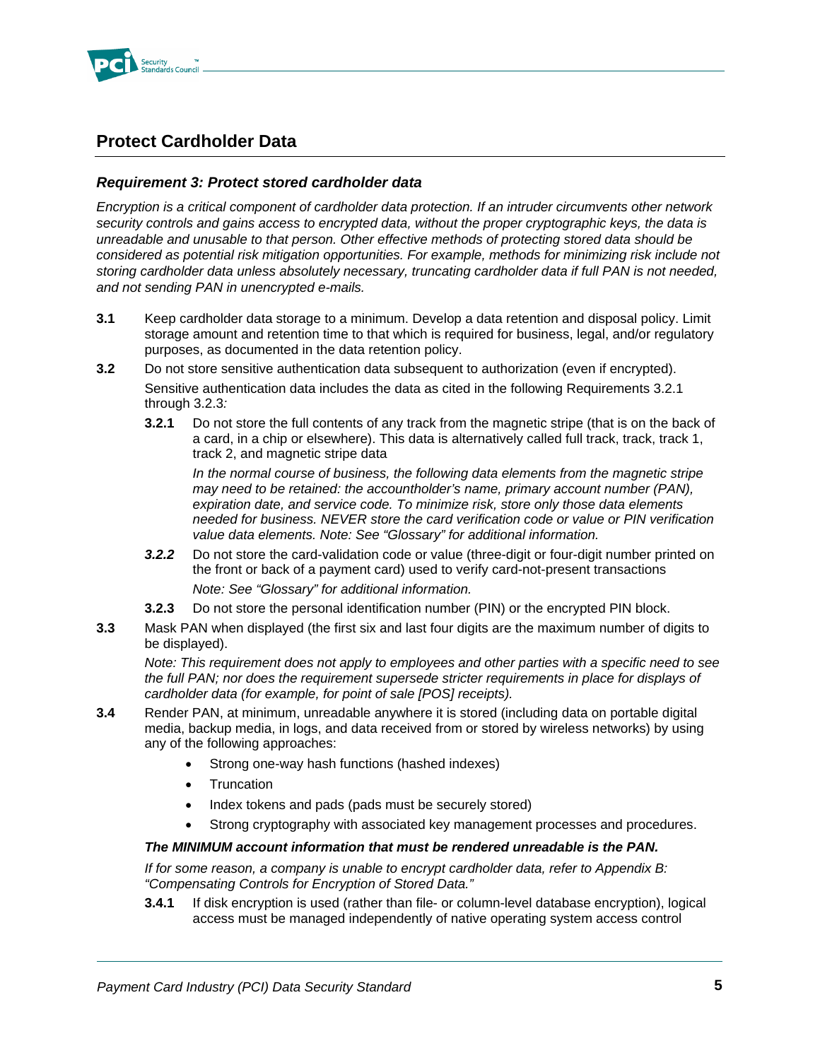## Protect Cardholder Data

### *Requirement 3: Protect stored cardholder data*

*Encryption is a critical component of cardholder data protection. If an intruder circumvents other network security controls and gains access to encrypted data, without the proper cryptographic keys, the data is unreadable and unusable to that person. Other effective methods of protecting stored data should be considered as potential risk mitigation opportunities. For example, methods for minimizing risk include not storing cardholder data unless absolutely necessary, truncating cardholder data if full PAN is not needed, and not sending PAN in unencrypted e-mails.*

**3.1** Keep cardholder data storage to a minimum. Develop a data retention and disposal policy. Limit storage amount and retention time to that which is required for business, legal, and/or regulatory purposes, as documented in the data retention policy.

**3.2** Do not store sensitive authentication data subsequent to authorization (even if encrypted).

Sensitive authentication data includes the data as cited in the following Requirements 3.2.1 through 3.2.3*:*

**3.2.1** Do not store the full contents of any track from the magnetic stripe (that is on the back of a card, in a chip or elsewhere). This data is alternatively called full track, track, track 1, track 2, and magnetic stripe data

*In the normal course of business, the following data elements from the magnetic stripe may need to be retained: the accountholder's name, primary account number (PAN), expiration date, and service code. To minimize risk, store only those data elements needed for business. NEVER store the card verification code or value or PIN verification value data elements. Note: See "Glossary" for additional information.*

***3.2.2*** Do not store the card-validation code or value (three-digit or four-digit number printed on the front or back of a payment card) used to verify card-not-present transactions

*Note: See "Glossary" for additional information.*

**3.2.3** Do not store the personal identification number (PIN) or the encrypted PIN block.

**3.3** Mask PAN when displayed (the first six and last four digits are the maximum number of digits to be displayed).

*Note: This requirement does not apply to employees and other parties with a specific need to see the full PAN; nor does the requirement supersede stricter requirements in place for displays of cardholder data (for example, for point of sale [POS] receipts).*

**3.4** Render PAN, at minimum, unreadable anywhere it is stored (including data on portable digital media, backup media, in logs, and data received from or stored by wireless networks) by using any of the following approaches:

- Strong one-way hash functions (hashed indexes)
- Truncation
- Index tokens and pads (pads must be securely stored)
- Strong cryptography with associated key management processes and procedures.

***The MINIMUM account information that must be rendered unreadable is the PAN.***

*If for some reason, a company is unable to encrypt cardholder data, refer to Appendix B: "Compensating Controls for Encryption of Stored Data."*

**3.4.1** If disk encryption is used (rather than file- or column-level database encryption), logical access must be managed independently of native operating system access control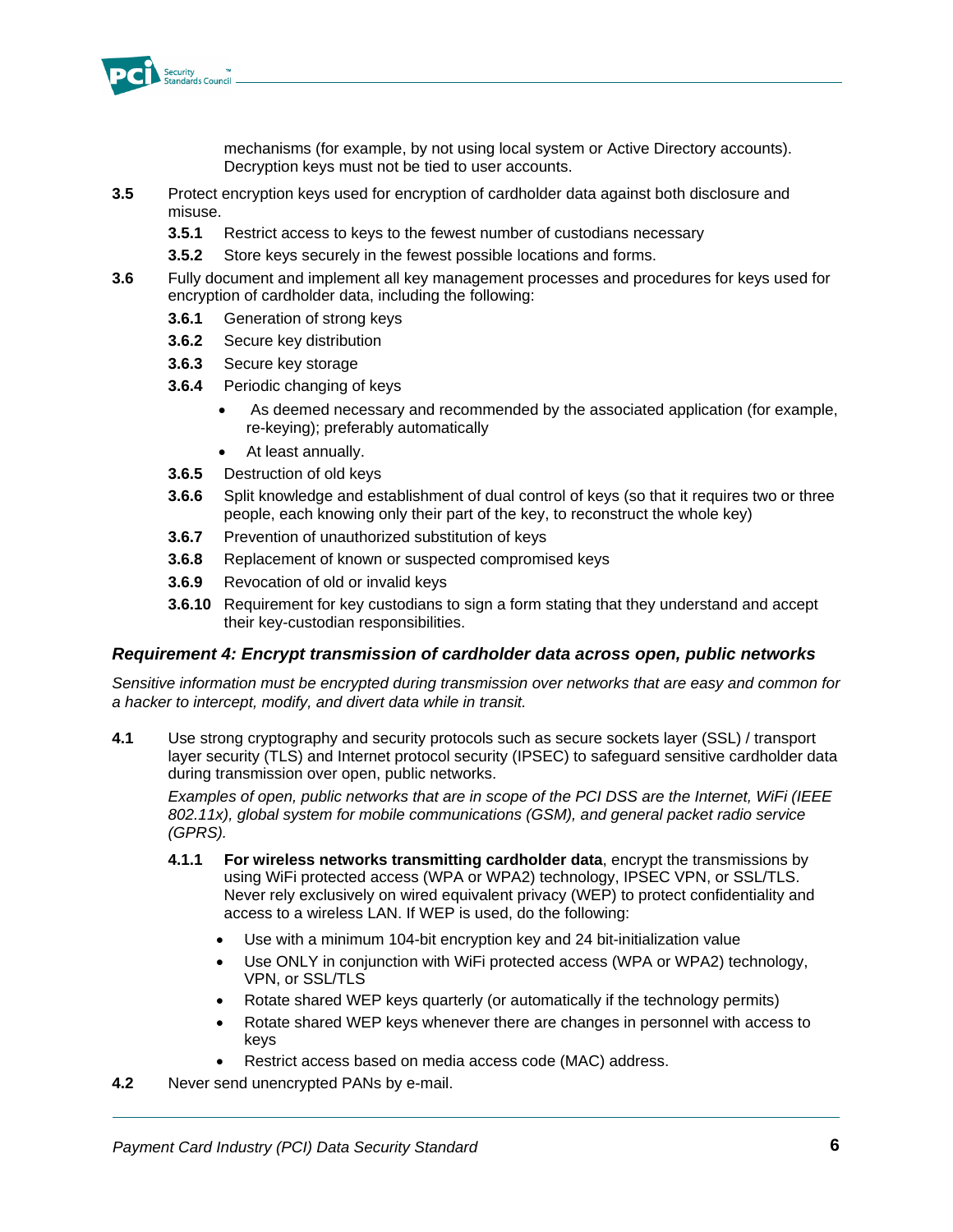mechanisms (for example, by not using local system or Active Directory accounts). Decryption keys must not be tied to user accounts.

**3.5** Protect encryption keys used for encryption of cardholder data against both disclosure and misuse.

- **3.5.1** Restrict access to keys to the fewest number of custodians necessary
- **3.5.2** Store keys securely in the fewest possible locations and forms.

**3.6** Fully document and implement all key management processes and procedures for keys used for encryption of cardholder data, including the following:

- **3.6.1** Generation of strong keys
- **3.6.2** Secure key distribution
- **3.6.3** Secure key storage
- **3.6.4** Periodic changing of keys
  - As deemed necessary and recommended by the associated application (for example, re-keying); preferably automatically
  - At least annually.
- **3.6.5** Destruction of old keys
- **3.6.6** Split knowledge and establishment of dual control of keys (so that it requires two or three people, each knowing only their part of the key, to reconstruct the whole key)
- **3.6.7** Prevention of unauthorized substitution of keys
- **3.6.8** Replacement of known or suspected compromised keys
- **3.6.9** Revocation of old or invalid keys
- **3.6.10** Requirement for key custodians to sign a form stating that they understand and accept their key-custodian responsibilities.

### *Requirement 4: Encrypt transmission of cardholder data across open, public networks*

*Sensitive information must be encrypted during transmission over networks that are easy and common for a hacker to intercept, modify, and divert data while in transit.*

**4.1** Use strong cryptography and security protocols such as secure sockets layer (SSL) / transport layer security (TLS) and Internet protocol security (IPSEC) to safeguard sensitive cardholder data during transmission over open, public networks.

*Examples of open, public networks that are in scope of the PCI DSS are the Internet, WiFi (IEEE 802.11x), global system for mobile communications (GSM), and general packet radio service (GPRS).*

- **4.1.1** **For wireless networks transmitting cardholder data**, encrypt the transmissions by using WiFi protected access (WPA or WPA2) technology, IPSEC VPN, or SSL/TLS. Never rely exclusively on wired equivalent privacy (WEP) to protect confidentiality and access to a wireless LAN. If WEP is used, do the following:
  - Use with a minimum 104-bit encryption key and 24 bit-initialization value
  - Use ONLY in conjunction with WiFi protected access (WPA or WPA2) technology, VPN, or SSL/TLS
  - Rotate shared WEP keys quarterly (or automatically if the technology permits)
  - Rotate shared WEP keys whenever there are changes in personnel with access to keys
  - Restrict access based on media access code (MAC) address.

**4.2** Never send unencrypted PANs by e-mail.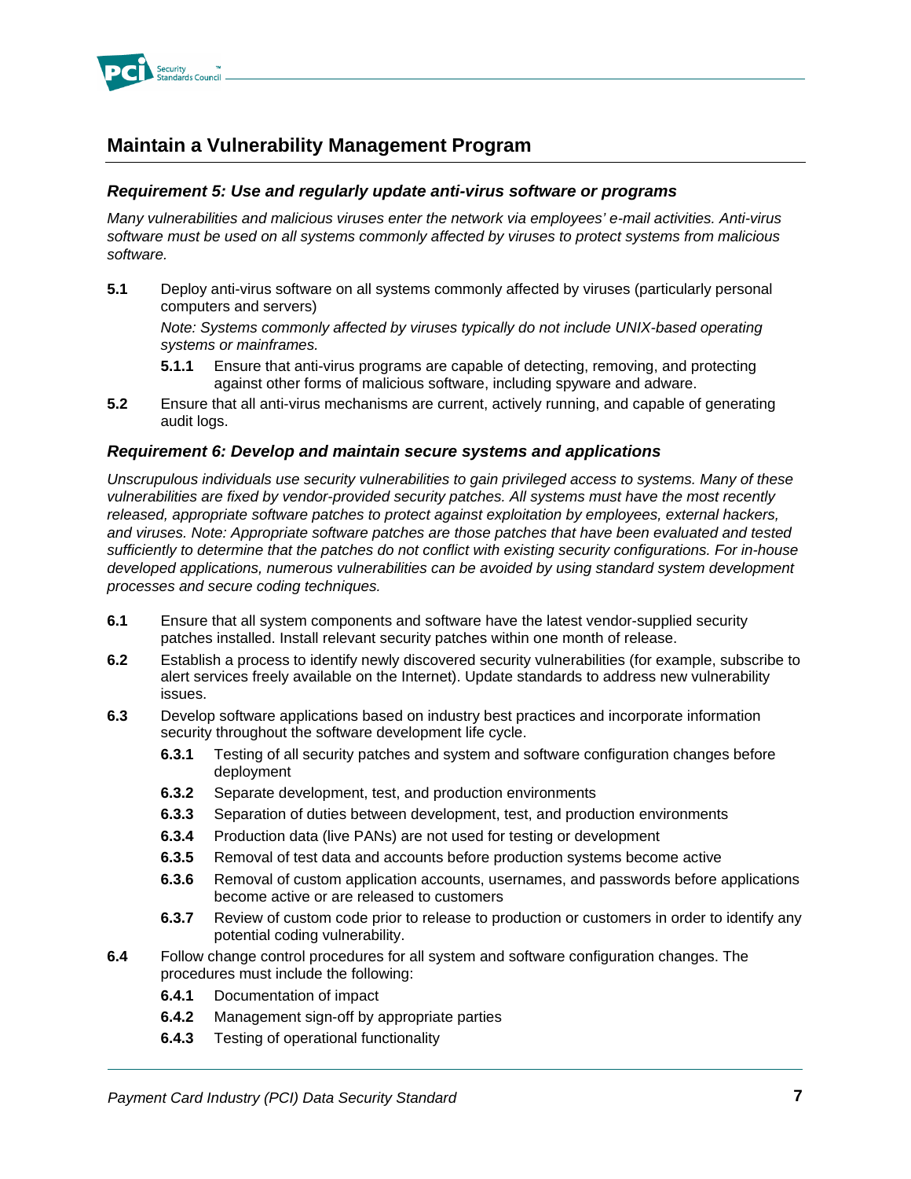## Maintain a Vulnerability Management Program

### *Requirement 5: Use and regularly update anti-virus software or programs*

*Many vulnerabilities and malicious viruses enter the network via employees' e-mail activities. Anti-virus software must be used on all systems commonly affected by viruses to protect systems from malicious software.*

**5.1** Deploy anti-virus software on all systems commonly affected by viruses (particularly personal computers and servers)

*Note: Systems commonly affected by viruses typically do not include UNIX-based operating systems or mainframes.*

- **5.1.1** Ensure that anti-virus programs are capable of detecting, removing, and protecting against other forms of malicious software, including spyware and adware.

**5.2** Ensure that all anti-virus mechanisms are current, actively running, and capable of generating audit logs.

### *Requirement 6: Develop and maintain secure systems and applications*

*Unscrupulous individuals use security vulnerabilities to gain privileged access to systems. Many of these vulnerabilities are fixed by vendor-provided security patches. All systems must have the most recently released, appropriate software patches to protect against exploitation by employees, external hackers, and viruses. Note: Appropriate software patches are those patches that have been evaluated and tested sufficiently to determine that the patches do not conflict with existing security configurations. For in-house developed applications, numerous vulnerabilities can be avoided by using standard system development processes and secure coding techniques.*

**6.1** Ensure that all system components and software have the latest vendor-supplied security patches installed. Install relevant security patches within one month of release.

**6.2** Establish a process to identify newly discovered security vulnerabilities (for example, subscribe to alert services freely available on the Internet). Update standards to address new vulnerability issues.

**6.3** Develop software applications based on industry best practices and incorporate information security throughout the software development life cycle.

- **6.3.1** Testing of all security patches and system and software configuration changes before deployment
- **6.3.2** Separate development, test, and production environments
- **6.3.3** Separation of duties between development, test, and production environments
- **6.3.4** Production data (live PANs) are not used for testing or development
- **6.3.5** Removal of test data and accounts before production systems become active
- **6.3.6** Removal of custom application accounts, usernames, and passwords before applications become active or are released to customers
- **6.3.7** Review of custom code prior to release to production or customers in order to identify any potential coding vulnerability.

**6.4** Follow change control procedures for all system and software configuration changes. The procedures must include the following:

- **6.4.1** Documentation of impact
- **6.4.2** Management sign-off by appropriate parties
- **6.4.3** Testing of operational functionality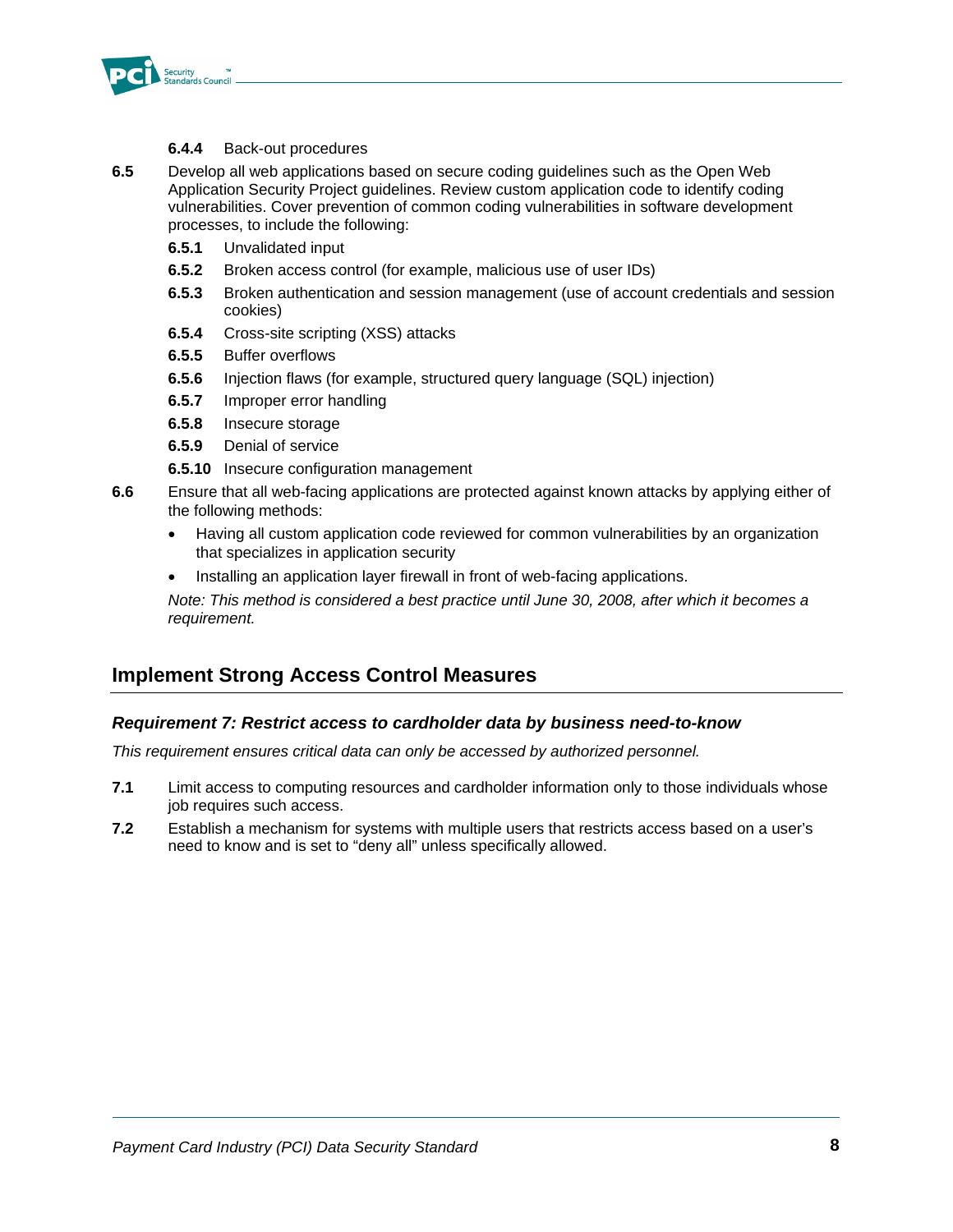**6.4.4** Back-out procedures

**6.5** Develop all web applications based on secure coding guidelines such as the Open Web Application Security Project guidelines. Review custom application code to identify coding vulnerabilities. Cover prevention of common coding vulnerabilities in software development processes, to include the following:

**6.5.1** Unvalidated input

**6.5.2** Broken access control (for example, malicious use of user IDs)

**6.5.3** Broken authentication and session management (use of account credentials and session cookies)

**6.5.4** Cross-site scripting (XSS) attacks

**6.5.5** Buffer overflows

**6.5.6** Injection flaws (for example, structured query language (SQL) injection)

**6.5.7** Improper error handling

**6.5.8** Insecure storage

**6.5.9** Denial of service

**6.5.10** Insecure configuration management

**6.6** Ensure that all web-facing applications are protected against known attacks by applying either of the following methods:

- Having all custom application code reviewed for common vulnerabilities by an organization that specializes in application security
- Installing an application layer firewall in front of web-facing applications.

*Note: This method is considered a best practice until June 30, 2008, after which it becomes a requirement.*

## Implement Strong Access Control Measures

### *Requirement 7: Restrict access to cardholder data by business need-to-know*

*This requirement ensures critical data can only be accessed by authorized personnel.*

**7.1** Limit access to computing resources and cardholder information only to those individuals whose job requires such access.

**7.2** Establish a mechanism for systems with multiple users that restricts access based on a user's need to know and is set to "deny all" unless specifically allowed.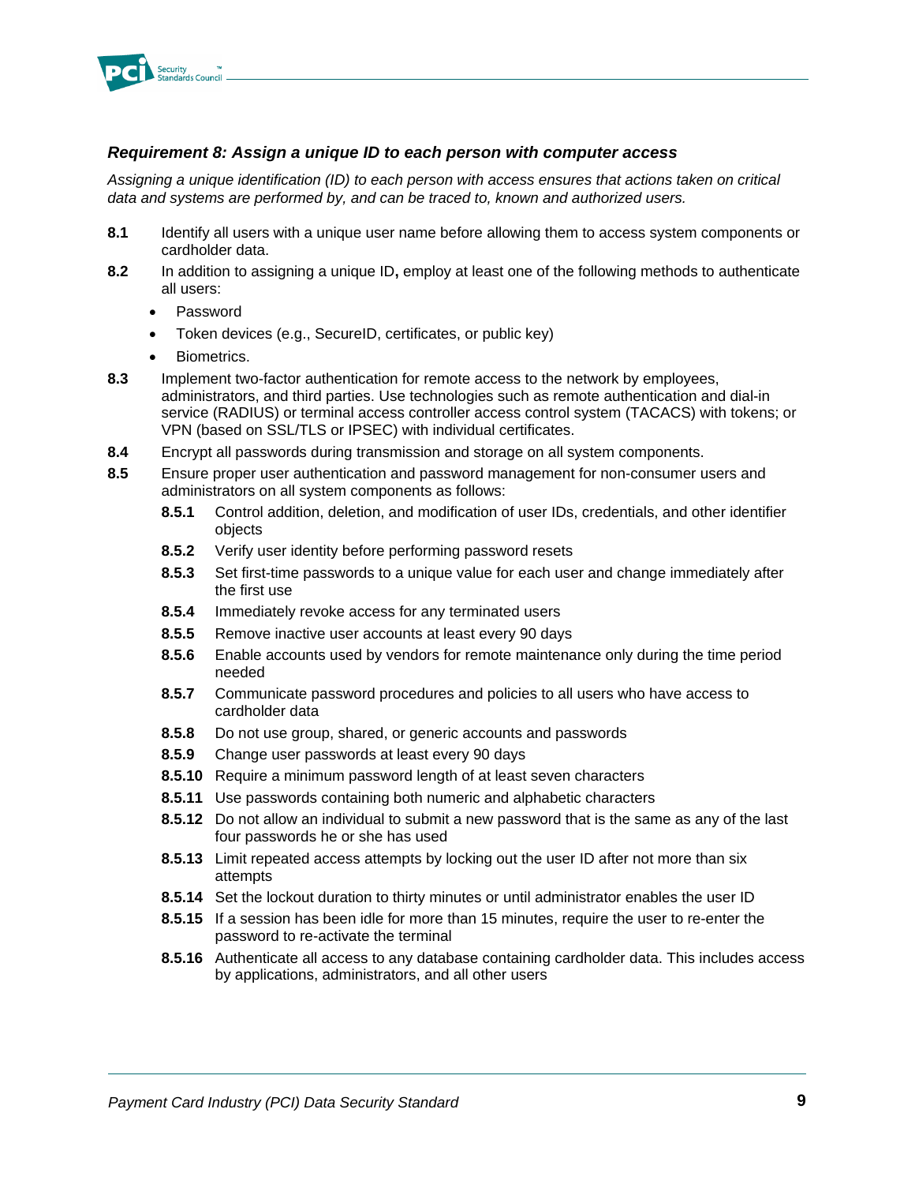### *Requirement 8: Assign a unique ID to each person with computer access*

*Assigning a unique identification (ID) to each person with access ensures that actions taken on critical data and systems are performed by, and can be traced to, known and authorized users.*

**8.1** Identify all users with a unique user name before allowing them to access system components or cardholder data.

**8.2** In addition to assigning a unique ID**,** employ at least one of the following methods to authenticate all users:

- Password
- Token devices (e.g., SecureID, certificates, or public key)
- Biometrics.

**8.3** Implement two-factor authentication for remote access to the network by employees, administrators, and third parties. Use technologies such as remote authentication and dial-in service (RADIUS) or terminal access controller access control system (TACACS) with tokens; or VPN (based on SSL/TLS or IPSEC) with individual certificates.

**8.4** Encrypt all passwords during transmission and storage on all system components.

**8.5** Ensure proper user authentication and password management for non-consumer users and administrators on all system components as follows:

- **8.5.1** Control addition, deletion, and modification of user IDs, credentials, and other identifier objects
- **8.5.2** Verify user identity before performing password resets
- **8.5.3** Set first-time passwords to a unique value for each user and change immediately after the first use
- **8.5.4** Immediately revoke access for any terminated users
- **8.5.5** Remove inactive user accounts at least every 90 days
- **8.5.6** Enable accounts used by vendors for remote maintenance only during the time period needed
- **8.5.7** Communicate password procedures and policies to all users who have access to cardholder data
- **8.5.8** Do not use group, shared, or generic accounts and passwords
- **8.5.9** Change user passwords at least every 90 days
- **8.5.10** Require a minimum password length of at least seven characters
- **8.5.11** Use passwords containing both numeric and alphabetic characters
- **8.5.12** Do not allow an individual to submit a new password that is the same as any of the last four passwords he or she has used
- **8.5.13** Limit repeated access attempts by locking out the user ID after not more than six attempts
- **8.5.14** Set the lockout duration to thirty minutes or until administrator enables the user ID
- **8.5.15** If a session has been idle for more than 15 minutes, require the user to re-enter the password to re-activate the terminal
- **8.5.16** Authenticate all access to any database containing cardholder data. This includes access by applications, administrators, and all other users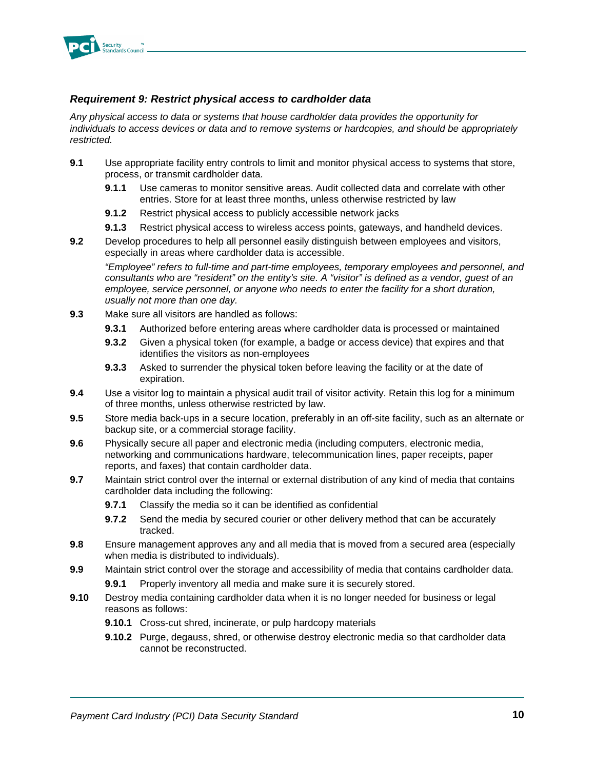### *Requirement 9: Restrict physical access to cardholder data*

*Any physical access to data or systems that house cardholder data provides the opportunity for individuals to access devices or data and to remove systems or hardcopies, and should be appropriately restricted.*

- **9.1** Use appropriate facility entry controls to limit and monitor physical access to systems that store, process, or transmit cardholder data.
  - **9.1.1** Use cameras to monitor sensitive areas. Audit collected data and correlate with other entries. Store for at least three months, unless otherwise restricted by law
  - **9.1.2** Restrict physical access to publicly accessible network jacks
  - **9.1.3** Restrict physical access to wireless access points, gateways, and handheld devices.
- **9.2** Develop procedures to help all personnel easily distinguish between employees and visitors, especially in areas where cardholder data is accessible.

  *"Employee" refers to full-time and part-time employees, temporary employees and personnel, and consultants who are "resident" on the entity's site. A "visitor" is defined as a vendor, guest of an employee, service personnel, or anyone who needs to enter the facility for a short duration, usually not more than one day.*
- **9.3** Make sure all visitors are handled as follows:
  - **9.3.1** Authorized before entering areas where cardholder data is processed or maintained
  - **9.3.2** Given a physical token (for example, a badge or access device) that expires and that identifies the visitors as non-employees
  - **9.3.3** Asked to surrender the physical token before leaving the facility or at the date of expiration.
- **9.4** Use a visitor log to maintain a physical audit trail of visitor activity. Retain this log for a minimum of three months, unless otherwise restricted by law.
- **9.5** Store media back-ups in a secure location, preferably in an off-site facility, such as an alternate or backup site, or a commercial storage facility.
- **9.6** Physically secure all paper and electronic media (including computers, electronic media, networking and communications hardware, telecommunication lines, paper receipts, paper reports, and faxes) that contain cardholder data.
- **9.7** Maintain strict control over the internal or external distribution of any kind of media that contains cardholder data including the following:
  - **9.7.1** Classify the media so it can be identified as confidential
  - **9.7.2** Send the media by secured courier or other delivery method that can be accurately tracked.
- **9.8** Ensure management approves any and all media that is moved from a secured area (especially when media is distributed to individuals).
- **9.9** Maintain strict control over the storage and accessibility of media that contains cardholder data.
  - **9.9.1** Properly inventory all media and make sure it is securely stored.
- **9.10** Destroy media containing cardholder data when it is no longer needed for business or legal reasons as follows:
  - **9.10.1** Cross-cut shred, incinerate, or pulp hardcopy materials
  - **9.10.2** Purge, degauss, shred, or otherwise destroy electronic media so that cardholder data cannot be reconstructed.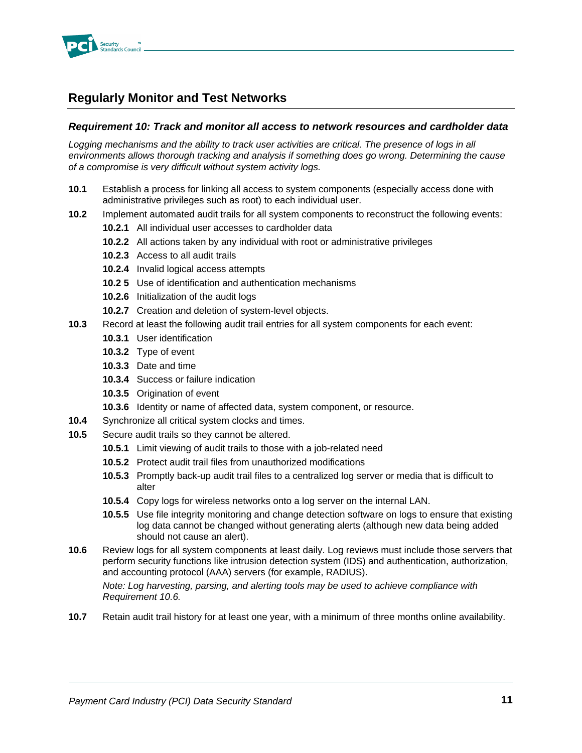## Regularly Monitor and Test Networks

### *Requirement 10: Track and monitor all access to network resources and cardholder data*

*Logging mechanisms and the ability to track user activities are critical. The presence of logs in all environments allows thorough tracking and analysis if something does go wrong. Determining the cause of a compromise is very difficult without system activity logs.*

**10.1** Establish a process for linking all access to system components (especially access done with administrative privileges such as root) to each individual user.

**10.2** Implement automated audit trails for all system components to reconstruct the following events:

- **10.2.1** All individual user accesses to cardholder data
- **10.2.2** All actions taken by any individual with root or administrative privileges
- **10.2.3** Access to all audit trails
- **10.2.4** Invalid logical access attempts
- **10.2 5** Use of identification and authentication mechanisms
- **10.2.6** Initialization of the audit logs
- **10.2.7** Creation and deletion of system-level objects.

**10.3** Record at least the following audit trail entries for all system components for each event:

- **10.3.1** User identification
- **10.3.2** Type of event
- **10.3.3** Date and time
- **10.3.4** Success or failure indication
- **10.3.5** Origination of event
- **10.3.6** Identity or name of affected data, system component, or resource.

**10.4** Synchronize all critical system clocks and times.

**10.5** Secure audit trails so they cannot be altered.

- **10.5.1** Limit viewing of audit trails to those with a job-related need
- **10.5.2** Protect audit trail files from unauthorized modifications
- **10.5.3** Promptly back-up audit trail files to a centralized log server or media that is difficult to alter
- **10.5.4** Copy logs for wireless networks onto a log server on the internal LAN.
- **10.5.5** Use file integrity monitoring and change detection software on logs to ensure that existing log data cannot be changed without generating alerts (although new data being added should not cause an alert).

**10.6** Review logs for all system components at least daily. Log reviews must include those servers that perform security functions like intrusion detection system (IDS) and authentication, authorization, and accounting protocol (AAA) servers (for example, RADIUS).

*Note: Log harvesting, parsing, and alerting tools may be used to achieve compliance with Requirement 10.6.*

**10.7** Retain audit trail history for at least one year, with a minimum of three months online availability.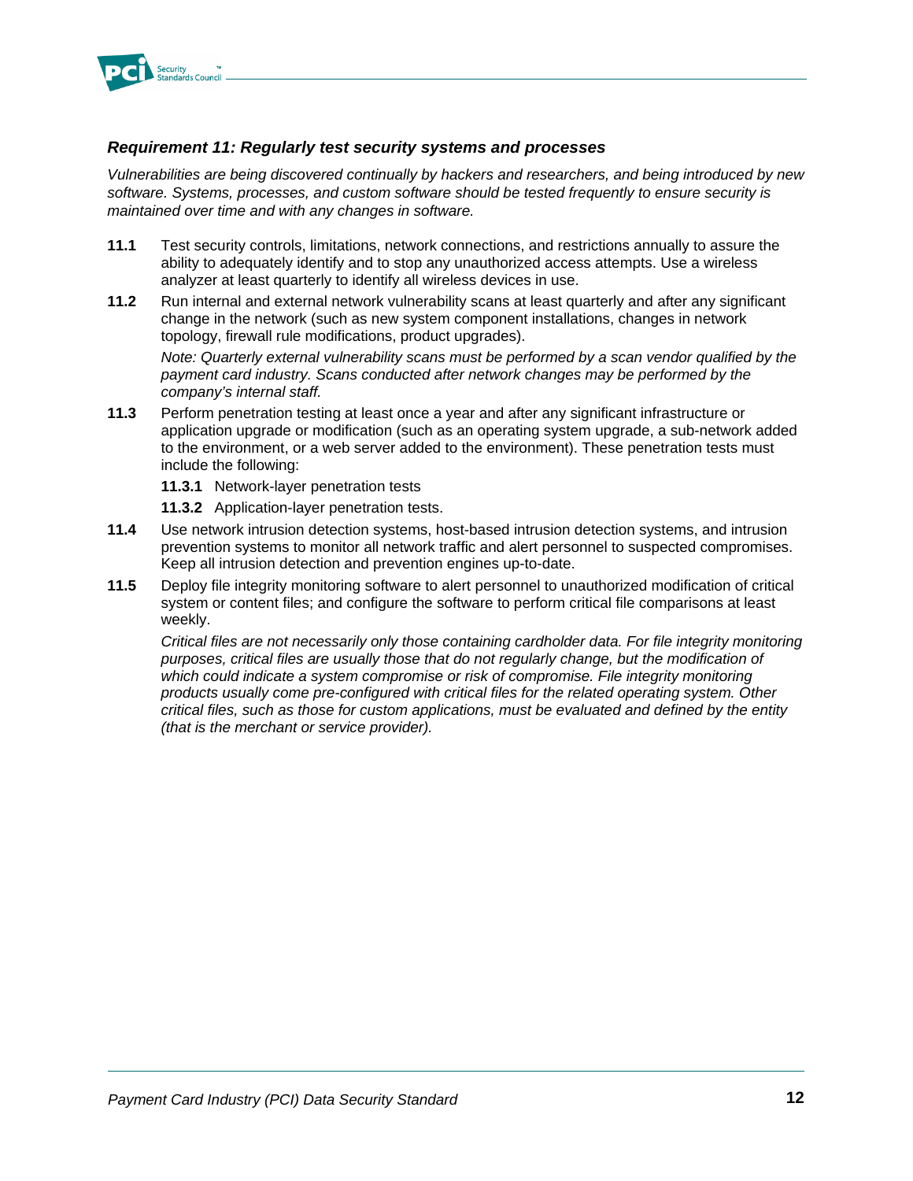### *Requirement 11: Regularly test security systems and processes*

*Vulnerabilities are being discovered continually by hackers and researchers, and being introduced by new software. Systems, processes, and custom software should be tested frequently to ensure security is maintained over time and with any changes in software.*

**11.1** Test security controls, limitations, network connections, and restrictions annually to assure the ability to adequately identify and to stop any unauthorized access attempts. Use a wireless analyzer at least quarterly to identify all wireless devices in use.

**11.2** Run internal and external network vulnerability scans at least quarterly and after any significant change in the network (such as new system component installations, changes in network topology, firewall rule modifications, product upgrades).

*Note: Quarterly external vulnerability scans must be performed by a scan vendor qualified by the payment card industry. Scans conducted after network changes may be performed by the company's internal staff.*

**11.3** Perform penetration testing at least once a year and after any significant infrastructure or application upgrade or modification (such as an operating system upgrade, a sub-network added to the environment, or a web server added to the environment). These penetration tests must include the following:

**11.3.1** Network-layer penetration tests

**11.3.2** Application-layer penetration tests.

**11.4** Use network intrusion detection systems, host-based intrusion detection systems, and intrusion prevention systems to monitor all network traffic and alert personnel to suspected compromises. Keep all intrusion detection and prevention engines up-to-date.

**11.5** Deploy file integrity monitoring software to alert personnel to unauthorized modification of critical system or content files; and configure the software to perform critical file comparisons at least weekly.

*Critical files are not necessarily only those containing cardholder data. For file integrity monitoring purposes, critical files are usually those that do not regularly change, but the modification of which could indicate a system compromise or risk of compromise. File integrity monitoring products usually come pre-configured with critical files for the related operating system. Other critical files, such as those for custom applications, must be evaluated and defined by the entity (that is the merchant or service provider).*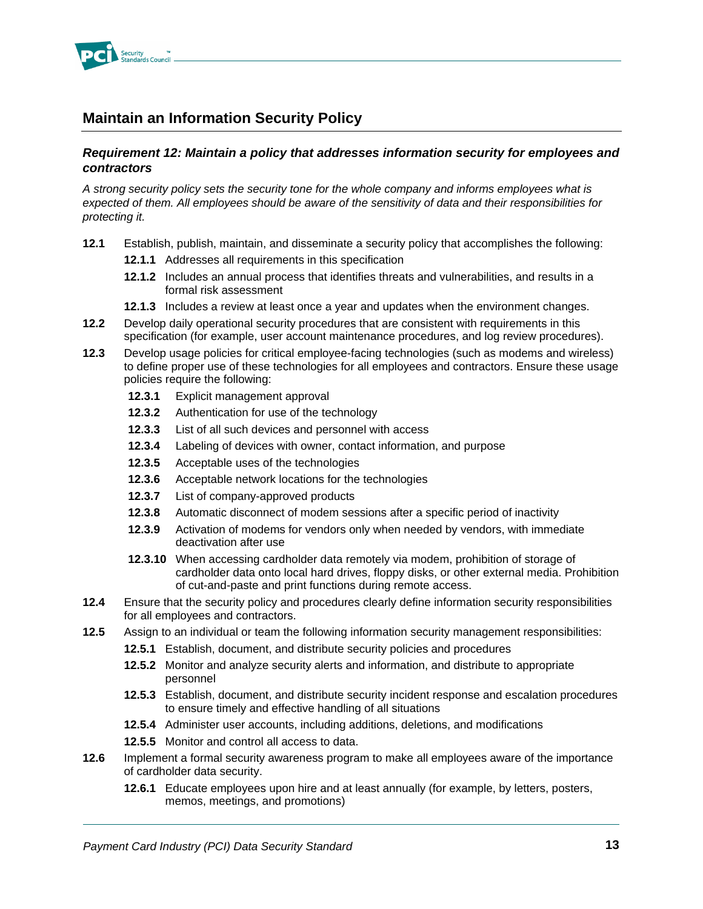## Maintain an Information Security Policy

### *Requirement 12: Maintain a policy that addresses information security for employees and contractors*

*A strong security policy sets the security tone for the whole company and informs employees what is expected of them. All employees should be aware of the sensitivity of data and their responsibilities for protecting it.*

**12.1** Establish, publish, maintain, and disseminate a security policy that accomplishes the following:

- **12.1.1** Addresses all requirements in this specification
- **12.1.2** Includes an annual process that identifies threats and vulnerabilities, and results in a formal risk assessment
- **12.1.3** Includes a review at least once a year and updates when the environment changes.

**12.2** Develop daily operational security procedures that are consistent with requirements in this specification (for example, user account maintenance procedures, and log review procedures).

**12.3** Develop usage policies for critical employee-facing technologies (such as modems and wireless) to define proper use of these technologies for all employees and contractors. Ensure these usage policies require the following:

- **12.3.1** Explicit management approval
- **12.3.2** Authentication for use of the technology
- **12.3.3** List of all such devices and personnel with access
- **12.3.4** Labeling of devices with owner, contact information, and purpose
- **12.3.5** Acceptable uses of the technologies
- **12.3.6** Acceptable network locations for the technologies
- **12.3.7** List of company-approved products
- **12.3.8** Automatic disconnect of modem sessions after a specific period of inactivity
- **12.3.9** Activation of modems for vendors only when needed by vendors, with immediate deactivation after use
- **12.3.10** When accessing cardholder data remotely via modem, prohibition of storage of cardholder data onto local hard drives, floppy disks, or other external media. Prohibition of cut-and-paste and print functions during remote access.

**12.4** Ensure that the security policy and procedures clearly define information security responsibilities for all employees and contractors.

**12.5** Assign to an individual or team the following information security management responsibilities:

- **12.5.1** Establish, document, and distribute security policies and procedures
- **12.5.2** Monitor and analyze security alerts and information, and distribute to appropriate personnel
- **12.5.3** Establish, document, and distribute security incident response and escalation procedures to ensure timely and effective handling of all situations
- **12.5.4** Administer user accounts, including additions, deletions, and modifications
- **12.5.5** Monitor and control all access to data.

**12.6** Implement a formal security awareness program to make all employees aware of the importance of cardholder data security.

- **12.6.1** Educate employees upon hire and at least annually (for example, by letters, posters, memos, meetings, and promotions)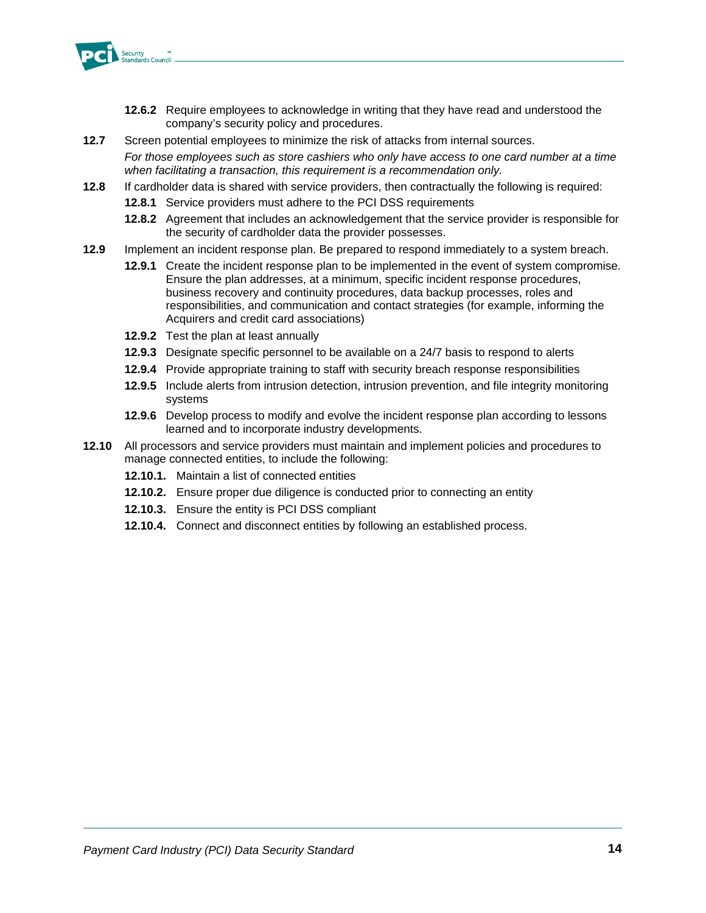**12.6.2** Require employees to acknowledge in writing that they have read and understood the company's security policy and procedures.

**12.7** Screen potential employees to minimize the risk of attacks from internal sources.

*For those employees such as store cashiers who only have access to one card number at a time when facilitating a transaction, this requirement is a recommendation only.*

**12.8** If cardholder data is shared with service providers, then contractually the following is required:

**12.8.1** Service providers must adhere to the PCI DSS requirements

**12.8.2** Agreement that includes an acknowledgement that the service provider is responsible for the security of cardholder data the provider possesses.

**12.9** Implement an incident response plan. Be prepared to respond immediately to a system breach.

**12.9.1** Create the incident response plan to be implemented in the event of system compromise. Ensure the plan addresses, at a minimum, specific incident response procedures, business recovery and continuity procedures, data backup processes, roles and responsibilities, and communication and contact strategies (for example, informing the Acquirers and credit card associations)

**12.9.2** Test the plan at least annually

**12.9.3** Designate specific personnel to be available on a 24/7 basis to respond to alerts

**12.9.4** Provide appropriate training to staff with security breach response responsibilities

**12.9.5** Include alerts from intrusion detection, intrusion prevention, and file integrity monitoring systems

**12.9.6** Develop process to modify and evolve the incident response plan according to lessons learned and to incorporate industry developments.

**12.10** All processors and service providers must maintain and implement policies and procedures to manage connected entities, to include the following:

**12.10.1.** Maintain a list of connected entities

**12.10.2.** Ensure proper due diligence is conducted prior to connecting an entity

**12.10.3.** Ensure the entity is PCI DSS compliant

**12.10.4.** Connect and disconnect entities by following an established process.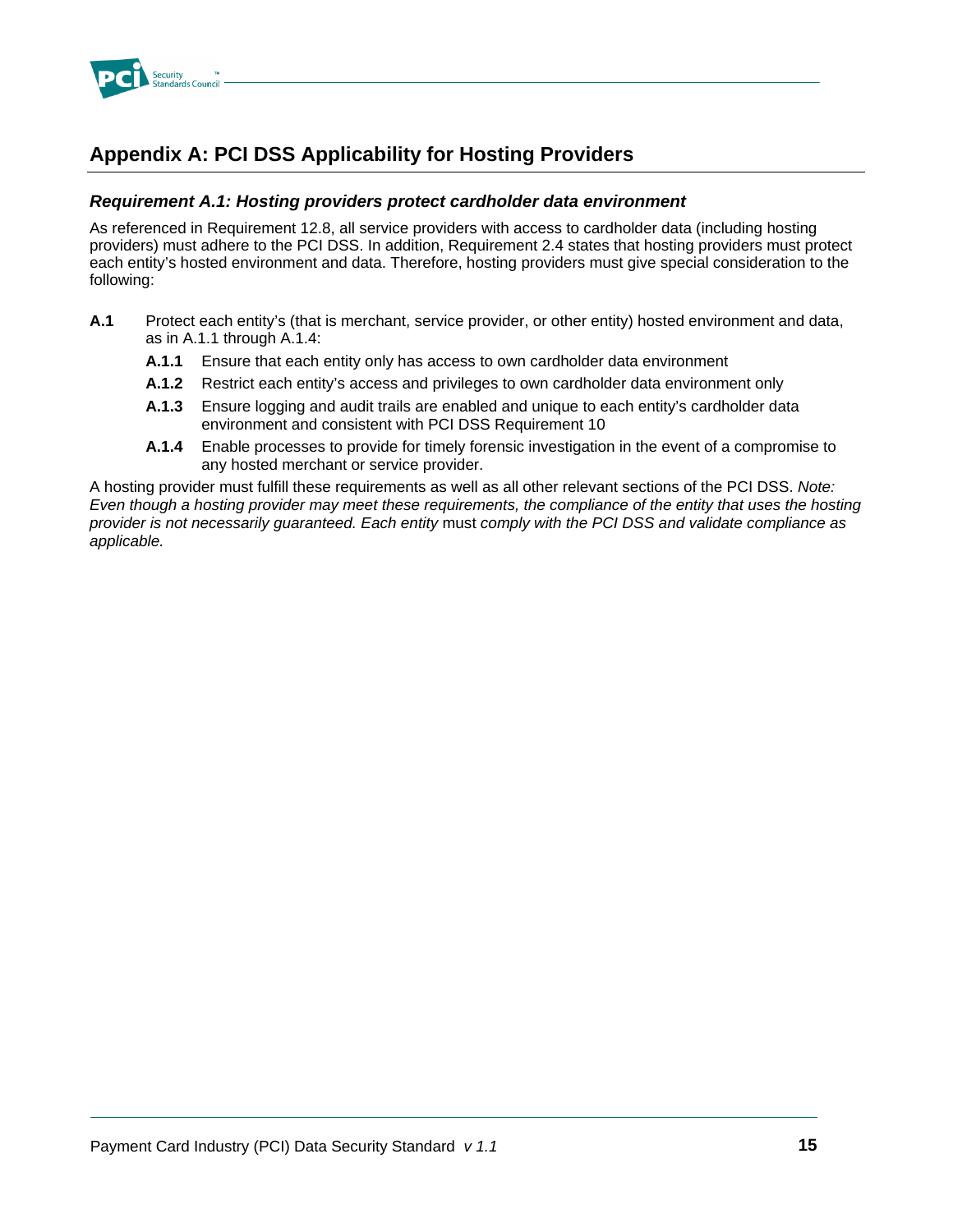# Appendix A: PCI DSS Applicability for Hosting Providers

### *Requirement A.1: Hosting providers protect cardholder data environment*

As referenced in Requirement 12.8, all service providers with access to cardholder data (including hosting providers) must adhere to the PCI DSS. In addition, Requirement 2.4 states that hosting providers must protect each entity's hosted environment and data. Therefore, hosting providers must give special consideration to the following:

**A.1** Protect each entity's (that is merchant, service provider, or other entity) hosted environment and data, as in A.1.1 through A.1.4:

- **A.1.1** Ensure that each entity only has access to own cardholder data environment
- **A.1.2** Restrict each entity's access and privileges to own cardholder data environment only
- **A.1.3** Ensure logging and audit trails are enabled and unique to each entity's cardholder data environment and consistent with PCI DSS Requirement 10
- **A.1.4** Enable processes to provide for timely forensic investigation in the event of a compromise to any hosted merchant or service provider.

A hosting provider must fulfill these requirements as well as all other relevant sections of the PCI DSS. *Note: Even though a hosting provider may meet these requirements, the compliance of the entity that uses the hosting provider is not necessarily guaranteed. Each entity* must *comply with the PCI DSS and validate compliance as applicable.*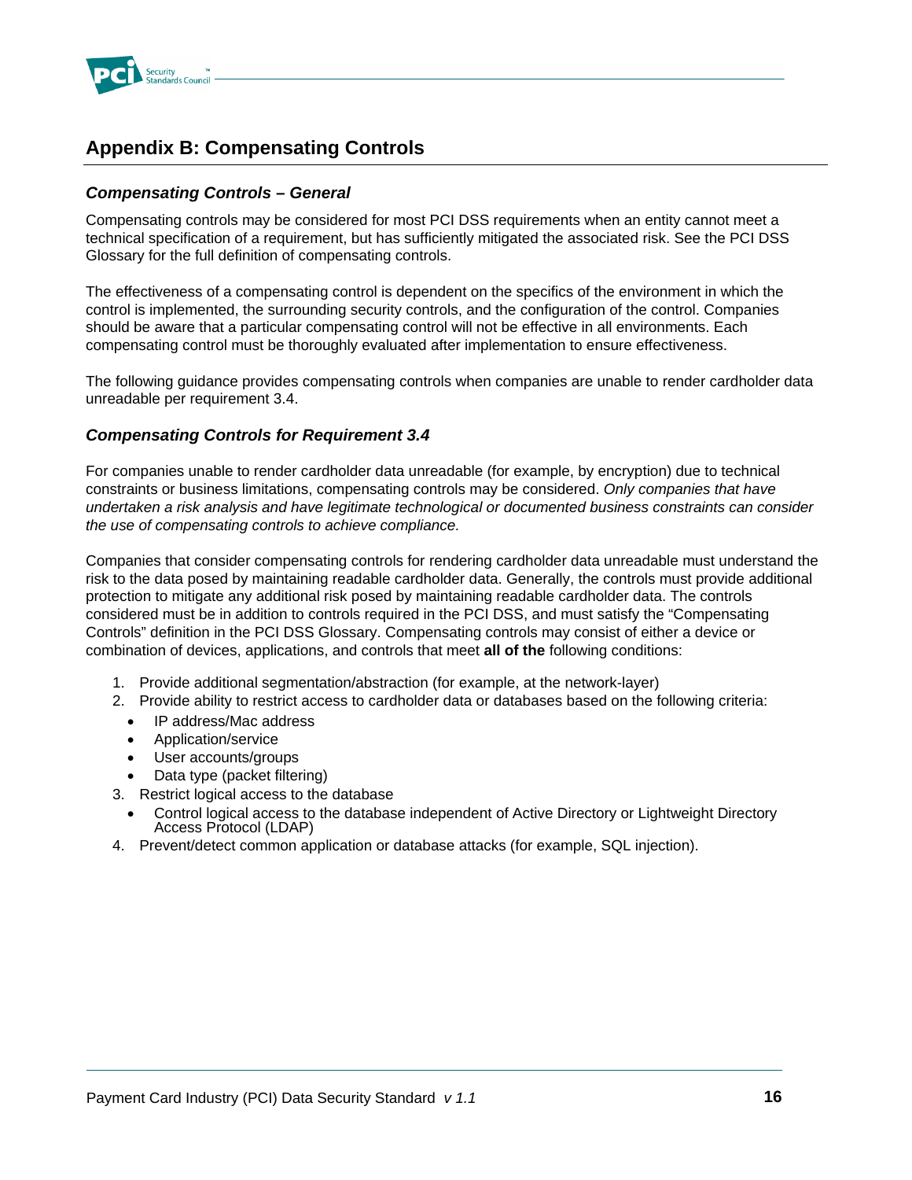# Appendix B: Compensating Controls

### *Compensating Controls – General*

Compensating controls may be considered for most PCI DSS requirements when an entity cannot meet a technical specification of a requirement, but has sufficiently mitigated the associated risk. See the PCI DSS Glossary for the full definition of compensating controls.

The effectiveness of a compensating control is dependent on the specifics of the environment in which the control is implemented, the surrounding security controls, and the configuration of the control. Companies should be aware that a particular compensating control will not be effective in all environments. Each compensating control must be thoroughly evaluated after implementation to ensure effectiveness.

The following guidance provides compensating controls when companies are unable to render cardholder data unreadable per requirement 3.4.

### *Compensating Controls for Requirement 3.4*

For companies unable to render cardholder data unreadable (for example, by encryption) due to technical constraints or business limitations, compensating controls may be considered. *Only companies that have undertaken a risk analysis and have legitimate technological or documented business constraints can consider the use of compensating controls to achieve compliance.*

Companies that consider compensating controls for rendering cardholder data unreadable must understand the risk to the data posed by maintaining readable cardholder data. Generally, the controls must provide additional protection to mitigate any additional risk posed by maintaining readable cardholder data. The controls considered must be in addition to controls required in the PCI DSS, and must satisfy the "Compensating Controls" definition in the PCI DSS Glossary. Compensating controls may consist of either a device or combination of devices, applications, and controls that meet **all of the** following conditions:

1. Provide additional segmentation/abstraction (for example, at the network-layer)
2. Provide ability to restrict access to cardholder data or databases based on the following criteria:
   - IP address/Mac address
   - Application/service
   - User accounts/groups
   - Data type (packet filtering)
3. Restrict logical access to the database
   - Control logical access to the database independent of Active Directory or Lightweight Directory Access Protocol (LDAP)
4. Prevent/detect common application or database attacks (for example, SQL injection).